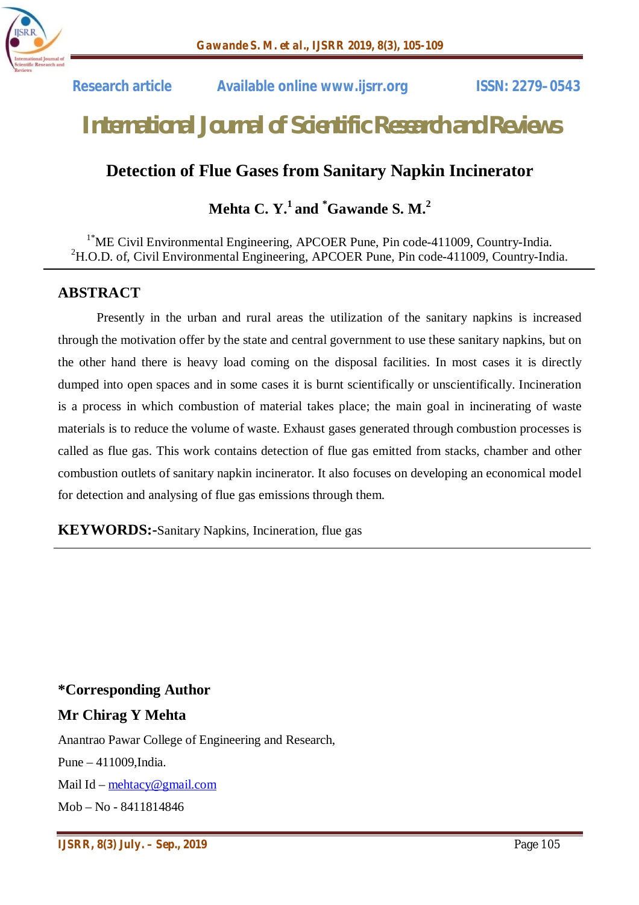Research article Available online www.ijsrr.org ISSN: 2279–0543

# International Journal of Scientific Research and Reviews

## Detection of Flue Gases from Sanitary Napkin Incinerator

**Mehta C. Y.[1] and *Gawande S. M.[2]**

[1*]ME Civil Environmental Engineering, APCOER Pune, Pin code-411009, Country-India.
[2]H.O.D. of, Civil Environmental Engineering, APCOER Pune, Pin code-411009, Country-India.

## ABSTRACT

Presently in the urban and rural areas the utilization of the sanitary napkins is increased through the motivation offer by the state and central government to use these sanitary napkins, but on the other hand there is heavy load coming on the disposal facilities. In most cases it is directly dumped into open spaces and in some cases it is burnt scientifically or unscientifically. Incineration is a process in which combustion of material takes place; the main goal in incinerating of waste materials is to reduce the volume of waste. Exhaust gases generated through combustion processes is called as flue gas. This work contains detection of flue gas emitted from stacks, chamber and other combustion outlets of sanitary napkin incinerator. It also focuses on developing an economical model for detection and analysing of flue gas emissions through them.

**KEYWORDS:-**Sanitary Napkins, Incineration, flue gas

**\*Corresponding Author**

**Mr Chirag Y Mehta**

Anantrao Pawar College of Engineering and Research,

Pune – 411009,India.

Mail Id – mehtacy@gmail.com

Mob – No - 8411814846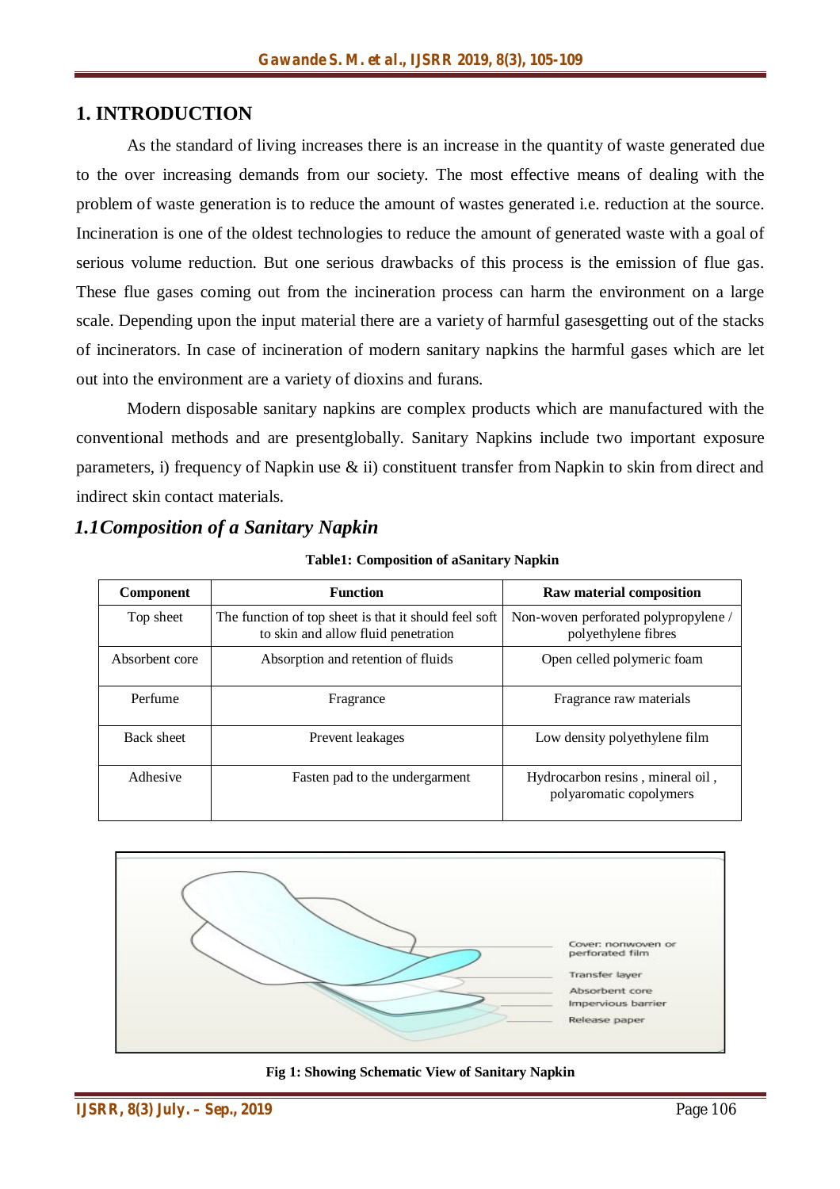# 1. INTRODUCTION

As the standard of living increases there is an increase in the quantity of waste generated due to the over increasing demands from our society. The most effective means of dealing with the problem of waste generation is to reduce the amount of wastes generated i.e. reduction at the source. Incineration is one of the oldest technologies to reduce the amount of generated waste with a goal of serious volume reduction. But one serious drawbacks of this process is the emission of flue gas. These flue gases coming out from the incineration process can harm the environment on a large scale. Depending upon the input material there are a variety of harmful gasesgetting out of the stacks of incinerators. In case of incineration of modern sanitary napkins the harmful gases which are let out into the environment are a variety of dioxins and furans.

Modern disposable sanitary napkins are complex products which are manufactured with the conventional methods and are presentglobally. Sanitary Napkins include two important exposure parameters, i) frequency of Napkin use & ii) constituent transfer from Napkin to skin from direct and indirect skin contact materials.

## *1.1Composition of a Sanitary Napkin*

**Table1: Composition of aSanitary Napkin**

| Component | Function | Raw material composition |
|---|---|---|
| Top sheet | The function of top sheet is that it should feel soft to skin and allow fluid penetration | Non-woven perforated polypropylene / polyethylene fibres |
| Absorbent core | Absorption and retention of fluids | Open celled polymeric foam |
| Perfume | Fragrance | Fragrance raw materials |
| Back sheet | Prevent leakages | Low density polyethylene film |
| Adhesive | Fasten pad to the undergarment | Hydrocarbon resins , mineral oil , polyaromatic copolymers |

Cover: nonwoven or perforated film

Transfer layer

Absorbent core

Impervious barrier

Release paper

**Fig 1: Showing Schematic View of Sanitary Napkin**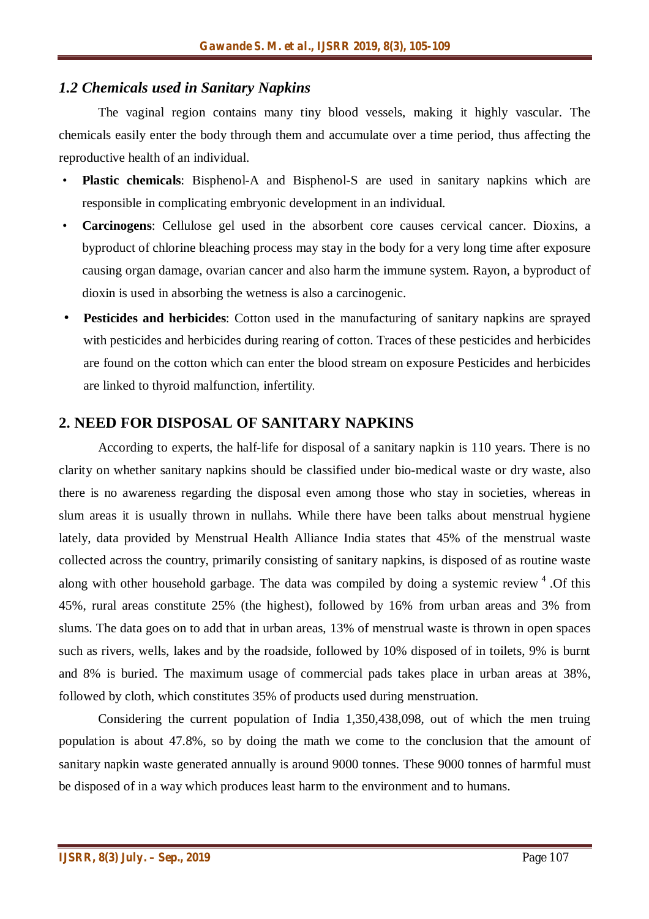### *1.2 Chemicals used in Sanitary Napkins*

The vaginal region contains many tiny blood vessels, making it highly vascular. The chemicals easily enter the body through them and accumulate over a time period, thus affecting the reproductive health of an individual.

- **Plastic chemicals**: Bisphenol-A and Bisphenol-S are used in sanitary napkins which are responsible in complicating embryonic development in an individual.
- **Carcinogens**: Cellulose gel used in the absorbent core causes cervical cancer. Dioxins, a byproduct of chlorine bleaching process may stay in the body for a very long time after exposure causing organ damage, ovarian cancer and also harm the immune system. Rayon, a byproduct of dioxin is used in absorbing the wetness is also a carcinogenic.
- **Pesticides and herbicides**: Cotton used in the manufacturing of sanitary napkins are sprayed with pesticides and herbicides during rearing of cotton. Traces of these pesticides and herbicides are found on the cotton which can enter the blood stream on exposure Pesticides and herbicides are linked to thyroid malfunction, infertility.

## 2. NEED FOR DISPOSAL OF SANITARY NAPKINS

According to experts, the half-life for disposal of a sanitary napkin is 110 years. There is no clarity on whether sanitary napkins should be classified under bio-medical waste or dry waste, also there is no awareness regarding the disposal even among those who stay in societies, whereas in slum areas it is usually thrown in nullahs. While there have been talks about menstrual hygiene lately, data provided by Menstrual Health Alliance India states that 45% of the menstrual waste collected across the country, primarily consisting of sanitary napkins, is disposed of as routine waste along with other household garbage. The data was compiled by doing a systemic review [4] .Of this 45%, rural areas constitute 25% (the highest), followed by 16% from urban areas and 3% from slums. The data goes on to add that in urban areas, 13% of menstrual waste is thrown in open spaces such as rivers, wells, lakes and by the roadside, followed by 10% disposed of in toilets, 9% is burnt and 8% is buried. The maximum usage of commercial pads takes place in urban areas at 38%, followed by cloth, which constitutes 35% of products used during menstruation.

Considering the current population of India 1,350,438,098, out of which the men truing population is about 47.8%, so by doing the math we come to the conclusion that the amount of sanitary napkin waste generated annually is around 9000 tonnes. These 9000 tonnes of harmful must be disposed of in a way which produces least harm to the environment and to humans.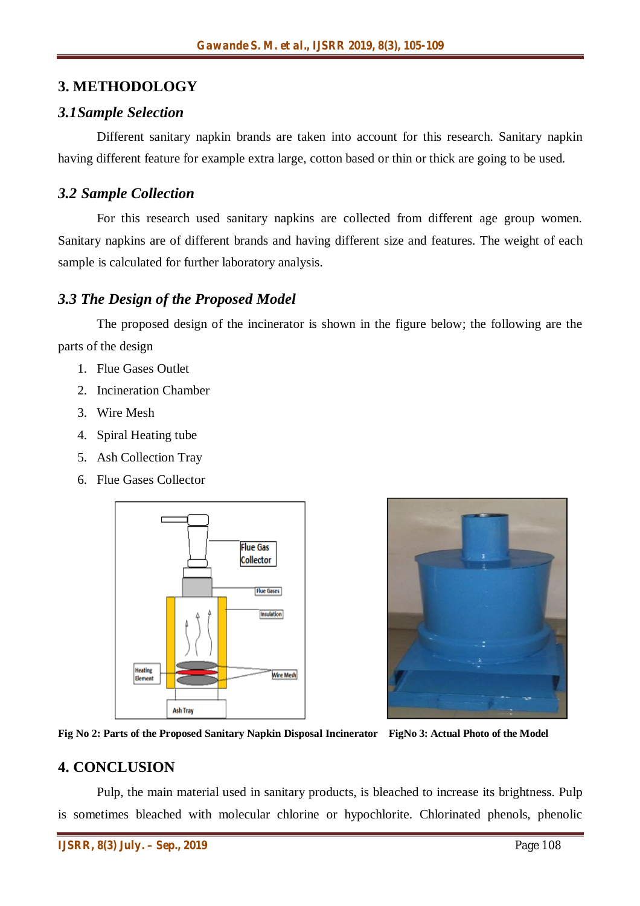## 3. METHODOLOGY

### *3.1 Sample Selection*

Different sanitary napkin brands are taken into account for this research. Sanitary napkin having different feature for example extra large, cotton based or thin or thick are going to be used.

### *3.2 Sample Collection*

For this research used sanitary napkins are collected from different age group women. Sanitary napkins are of different brands and having different size and features. The weight of each sample is calculated for further laboratory analysis.

### *3.3 The Design of the Proposed Model*

The proposed design of the incinerator is shown in the figure below; the following are the parts of the design

1. Flue Gases Outlet
2. Incineration Chamber
3. Wire Mesh
4. Spiral Heating tube
5. Ash Collection Tray
6. Flue Gases Collector

**Fig No 2: Parts of the Proposed Sanitary Napkin Disposal Incinerator**

**FigNo 3: Actual Photo of the Model**

## 4. CONCLUSION

Pulp, the main material used in sanitary products, is bleached to increase its brightness. Pulp is sometimes bleached with molecular chlorine or hypochlorite. Chlorinated phenols, phenolic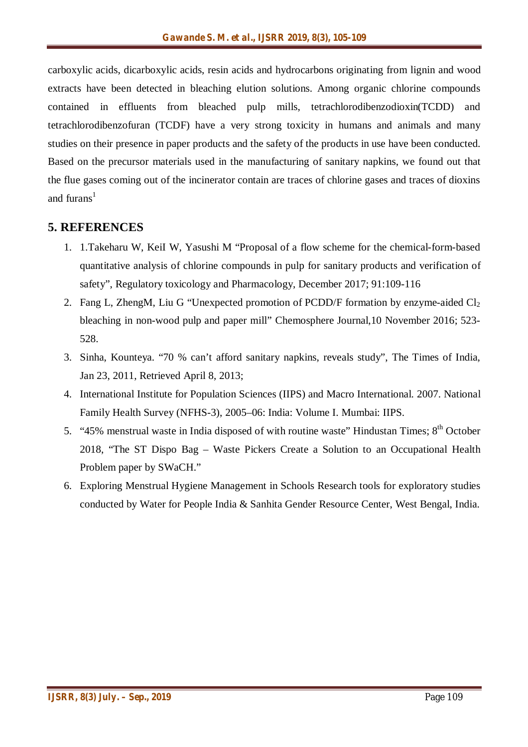carboxylic acids, dicarboxylic acids, resin acids and hydrocarbons originating from lignin and wood extracts have been detected in bleaching elution solutions. Among organic chlorine compounds contained in effluents from bleached pulp mills, tetrachlorodibenzodioxin(TCDD) and tetrachlorodibenzofuran (TCDF) have a very strong toxicity in humans and animals and many studies on their presence in paper products and the safety of the products in use have been conducted. Based on the precursor materials used in the manufacturing of sanitary napkins, we found out that the flue gases coming out of the incinerator contain are traces of chlorine gases and traces of dioxins and furans[1]

## 5. REFERENCES

1. 1.Takeharu W, KeiI W, Yasushi M "Proposal of a flow scheme for the chemical-form-based quantitative analysis of chlorine compounds in pulp for sanitary products and verification of safety", Regulatory toxicology and Pharmacology, December 2017; 91:109-116
2. Fang L, ZhengM, Liu G "Unexpected promotion of PCDD/F formation by enzyme-aided $Cl_2$ bleaching in non-wood pulp and paper mill" Chemosphere Journal,10 November 2016; 523-528.
3. Sinha, Kounteya. "70 % can't afford sanitary napkins, reveals study", The Times of India, Jan 23, 2011, Retrieved April 8, 2013;
4. International Institute for Population Sciences (IIPS) and Macro International. 2007. National Family Health Survey (NFHS-3), 2005–06: India: Volume I. Mumbai: IIPS.
5. "45% menstrual waste in India disposed of with routine waste" Hindustan Times; 8th October 2018, "The ST Dispo Bag – Waste Pickers Create a Solution to an Occupational Health Problem paper by SWaCH."
6. Exploring Menstrual Hygiene Management in Schools Research tools for exploratory studies conducted by Water for People India & Sanhita Gender Resource Center, West Bengal, India.